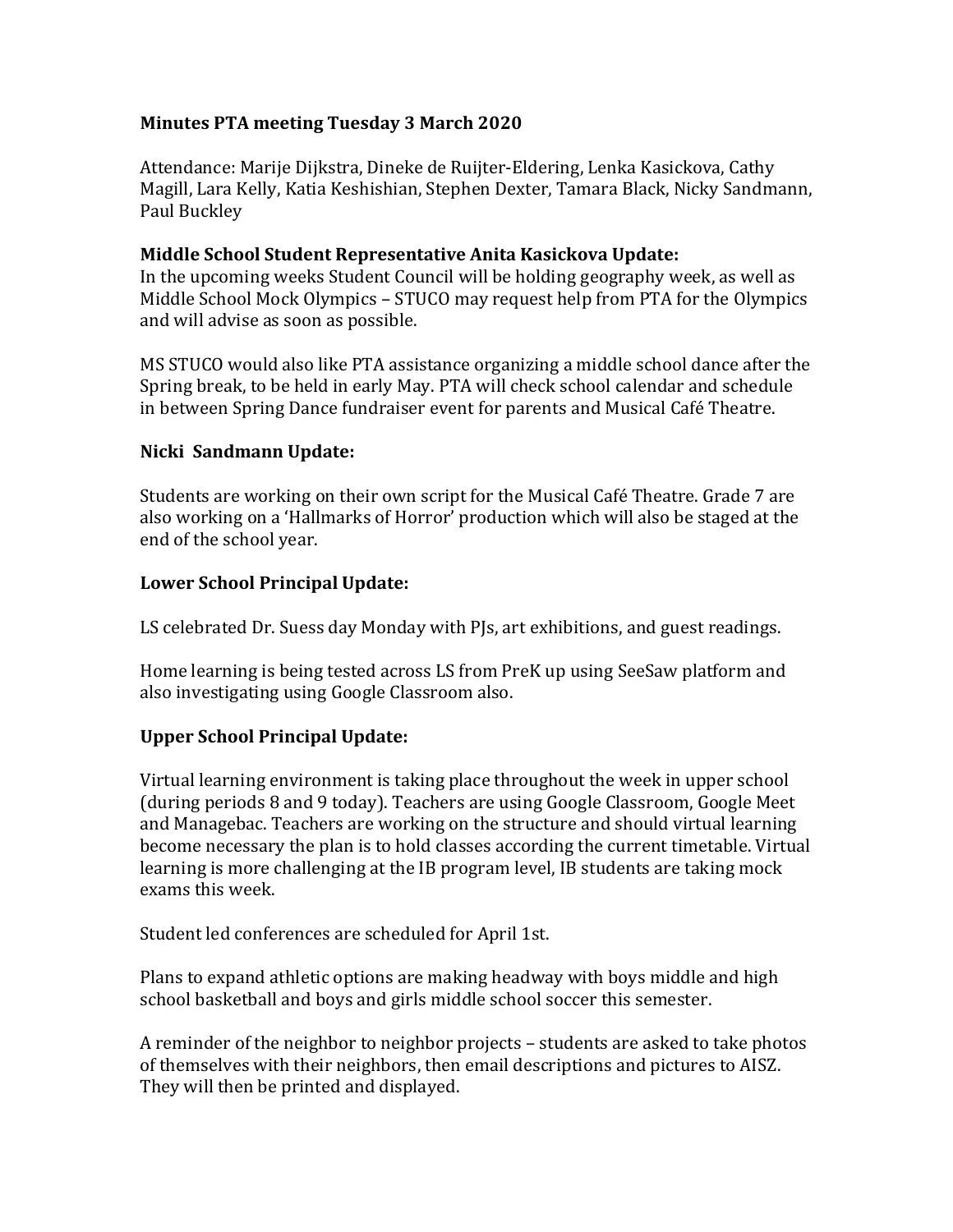**Minutes PTA meeting Tuesday 3 March 2020**

Attendance: Marije Dijkstra, Dineke de Ruijter-Eldering, Lenka Kasickova, Cathy Magill, Lara Kelly, Katia Keshishian, Stephen Dexter, Tamara Black, Nicky Sandmann, Paul Buckley

**Middle School Student Representative Anita Kasickova Update:**

In the upcoming weeks Student Council will be holding geography week, as well as Middle School Mock Olympics – STUCO may request help from PTA for the Olympics and will advise as soon as possible.

MS STUCO would also like PTA assistance organizing a middle school dance after the Spring break, to be held in early May. PTA will check school calendar and schedule in between Spring Dance fundraiser event for parents and Musical Café Theatre.

**Nicki Sandmann Update:**

Students are working on their own script for the Musical Café Theatre. Grade 7 are also working on a 'Hallmarks of Horror' production which will also be staged at the end of the school year.

**Lower School Principal Update:**

LS celebrated Dr. Suess day Monday with PJs, art exhibitions, and guest readings.

Home learning is being tested across LS from PreK up using SeeSaw platform and also investigating using Google Classroom also.

**Upper School Principal Update:**

Virtual learning environment is taking place throughout the week in upper school (during periods 8 and 9 today). Teachers are using Google Classroom, Google Meet and Managebac. Teachers are working on the structure and should virtual learning become necessary the plan is to hold classes according the current timetable. Virtual learning is more challenging at the IB program level, IB students are taking mock exams this week.

Student led conferences are scheduled for April 1st.

Plans to expand athletic options are making headway with boys middle and high school basketball and boys and girls middle school soccer this semester.

A reminder of the neighbor to neighbor projects – students are asked to take photos of themselves with their neighbors, then email descriptions and pictures to AISZ. They will then be printed and displayed.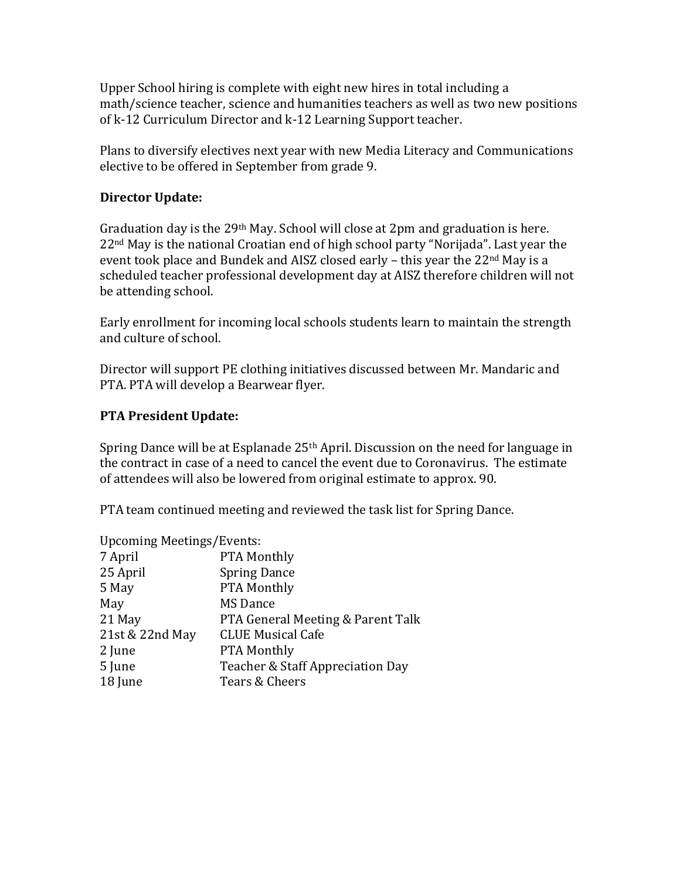Upper School hiring is complete with eight new hires in total including a math/science teacher, science and humanities teachers as well as two new positions of k-12 Curriculum Director and k-12 Learning Support teacher.

Plans to diversify electives next year with new Media Literacy and Communications elective to be offered in September from grade 9.

**Director Update:**

Graduation day is the 29th May. School will close at 2pm and graduation is here. 22nd May is the national Croatian end of high school party "Norijada". Last year the event took place and Bundek and AISZ closed early – this year the 22nd May is a scheduled teacher professional development day at AISZ therefore children will not be attending school.

Early enrollment for incoming local schools students learn to maintain the strength and culture of school.

Director will support PE clothing initiatives discussed between Mr. Mandaric and PTA. PTA will develop a Bearwear flyer.

**PTA President Update:**

Spring Dance will be at Esplanade 25th April. Discussion on the need for language in the contract in case of a need to cancel the event due to Coronavirus. The estimate of attendees will also be lowered from original estimate to approx. 90.

PTA team continued meeting and reviewed the task list for Spring Dance.

Upcoming Meetings/Events:

| | |
|---|---|
| 7 April | PTA Monthly |
| 25 April | Spring Dance |
| 5 May | PTA Monthly |
| May | MS Dance |
| 21 May | PTA General Meeting & Parent Talk |
| 21st & 22nd May | CLUE Musical Cafe |
| 2 June | PTA Monthly |
| 5 June | Teacher & Staff Appreciation Day |
| 18 June | Tears & Cheers |